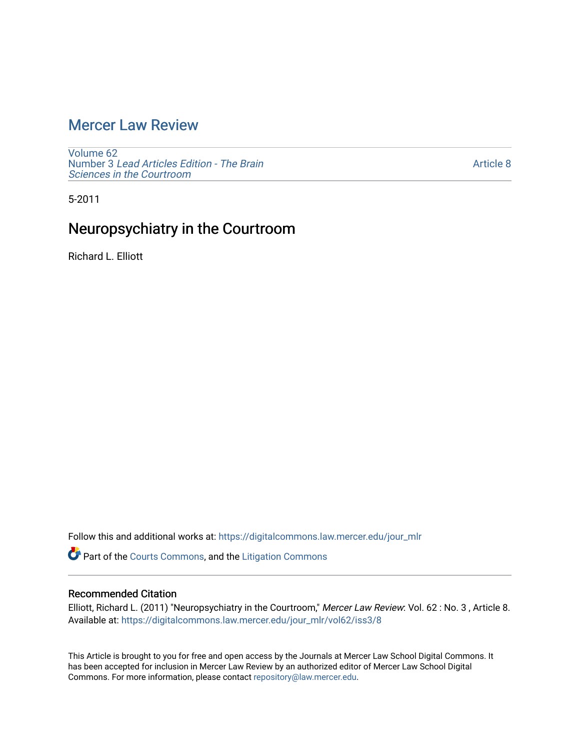# Mercer Law Review

Volume 62
Number 3 *Lead Articles Edition - The Brain Sciences in the Courtroom*

Article 8

5-2011

## Neuropsychiatry in the Courtroom

Richard L. Elliott

Follow this and additional works at: https://digitalcommons.law.mercer.edu/jour_mlr

Part of the Courts Commons, and the Litigation Commons

### Recommended Citation

Elliott, Richard L. (2011) "Neuropsychiatry in the Courtroom," *Mercer Law Review*: Vol. 62 : No. 3 , Article 8.
Available at: https://digitalcommons.law.mercer.edu/jour_mlr/vol62/iss3/8

This Article is brought to you for free and open access by the Journals at Mercer Law School Digital Commons. It has been accepted for inclusion in Mercer Law Review by an authorized editor of Mercer Law School Digital Commons. For more information, please contact repository@law.mercer.edu.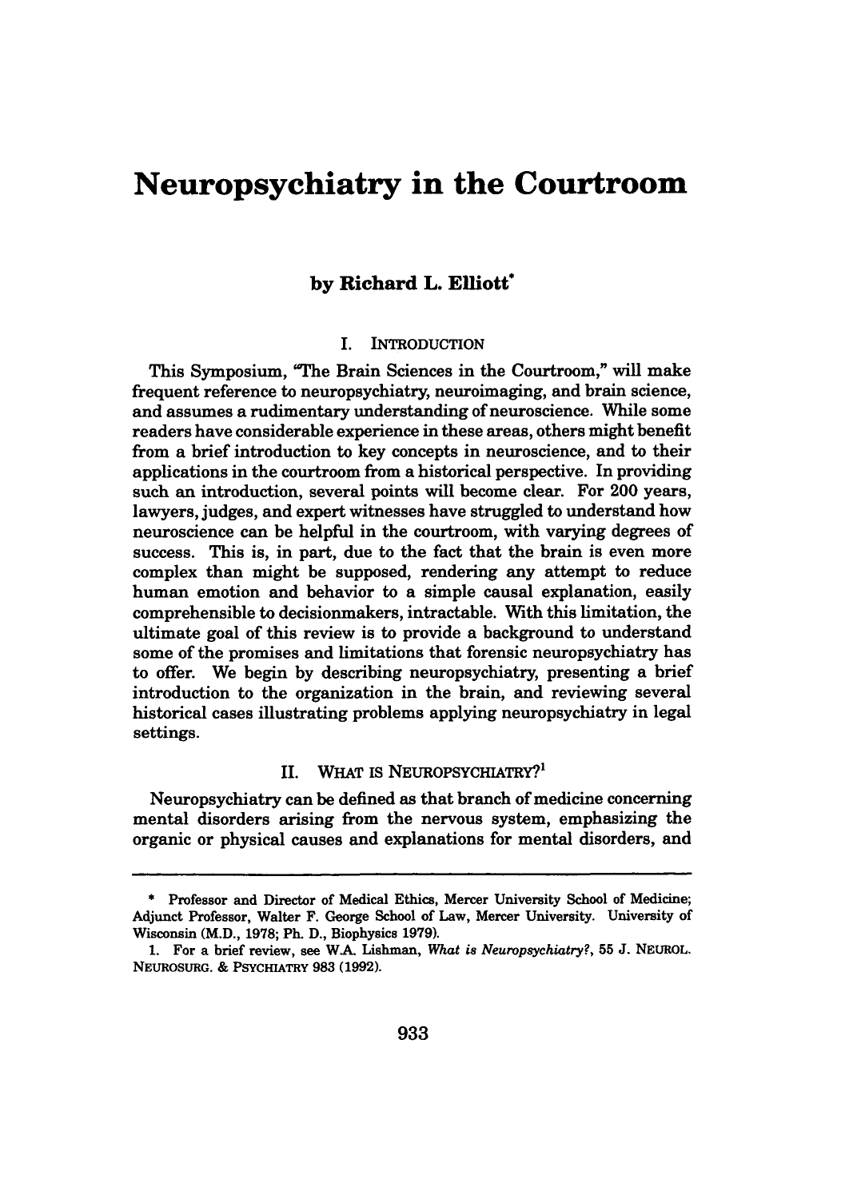# Neuropsychiatry in the Courtroom

**by Richard L. Elliott***

## I. INTRODUCTION

This Symposium, "The Brain Sciences in the Courtroom," will make frequent reference to neuropsychiatry, neuroimaging, and brain science, and assumes a rudimentary understanding of neuroscience. While some readers have considerable experience in these areas, others might benefit from a brief introduction to key concepts in neuroscience, and to their applications in the courtroom from a historical perspective. In providing such an introduction, several points will become clear. For 200 years, lawyers, judges, and expert witnesses have struggled to understand how neuroscience can be helpful in the courtroom, with varying degrees of success. This is, in part, due to the fact that the brain is even more complex than might be supposed, rendering any attempt to reduce human emotion and behavior to a simple causal explanation, easily comprehensible to decisionmakers, intractable. With this limitation, the ultimate goal of this review is to provide a background to understand some of the promises and limitations that forensic neuropsychiatry has to offer. We begin by describing neuropsychiatry, presenting a brief introduction to the organization in the brain, and reviewing several historical cases illustrating problems applying neuropsychiatry in legal settings.

## II. WHAT IS NEUROPSYCHIATRY?[1]

Neuropsychiatry can be defined as that branch of medicine concerning mental disorders arising from the nervous system, emphasizing the organic or physical causes and explanations for mental disorders, and

---

\* Professor and Director of Medical Ethics, Mercer University School of Medicine; Adjunct Professor, Walter F. George School of Law, Mercer University. University of Wisconsin (M.D., 1978; Ph. D., Biophysics 1979).

1. For a brief review, see W.A. Lishman, *What is Neuropsychiatry?*, 55 J. NEUROL. NEUROSURG. & PSYCHIATRY 983 (1992).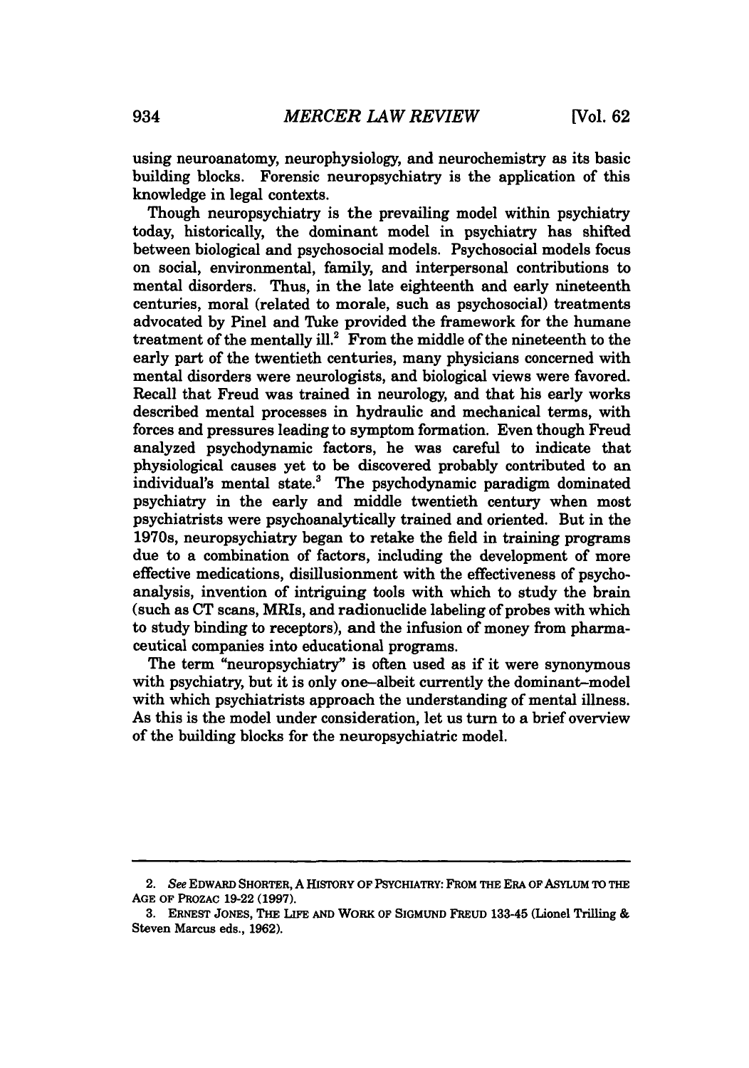using neuroanatomy, neurophysiology, and neurochemistry as its basic building blocks. Forensic neuropsychiatry is the application of this knowledge in legal contexts.

Though neuropsychiatry is the prevailing model within psychiatry today, historically, the dominant model in psychiatry has shifted between biological and psychosocial models. Psychosocial models focus on social, environmental, family, and interpersonal contributions to mental disorders. Thus, in the late eighteenth and early nineteenth centuries, moral (related to morale, such as psychosocial) treatments advocated by Pinel and Tuke provided the framework for the humane treatment of the mentally ill.[2] From the middle of the nineteenth to the early part of the twentieth centuries, many physicians concerned with mental disorders were neurologists, and biological views were favored. Recall that Freud was trained in neurology, and that his early works described mental processes in hydraulic and mechanical terms, with forces and pressures leading to symptom formation. Even though Freud analyzed psychodynamic factors, he was careful to indicate that physiological causes yet to be discovered probably contributed to an individual's mental state.[3] The psychodynamic paradigm dominated psychiatry in the early and middle twentieth century when most psychiatrists were psychoanalytically trained and oriented. But in the 1970s, neuropsychiatry began to retake the field in training programs due to a combination of factors, including the development of more effective medications, disillusionment with the effectiveness of psychoanalysis, invention of intriguing tools with which to study the brain (such as CT scans, MRIs, and radionuclide labeling of probes with which to study binding to receptors), and the infusion of money from pharmaceutical companies into educational programs.

The term "neuropsychiatry" is often used as if it were synonymous with psychiatry, but it is only one–albeit currently the dominant–model with which psychiatrists approach the understanding of mental illness. As this is the model under consideration, let us turn to a brief overview of the building blocks for the neuropsychiatric model.

---

2. *See* EDWARD SHORTER, A HISTORY OF PSYCHIATRY: FROM THE ERA OF ASYLUM TO THE AGE OF PROZAC 19-22 (1997).

3. ERNEST JONES, THE LIFE AND WORK OF SIGMUND FREUD 133-45 (Lionel Trilling & Steven Marcus eds., 1962).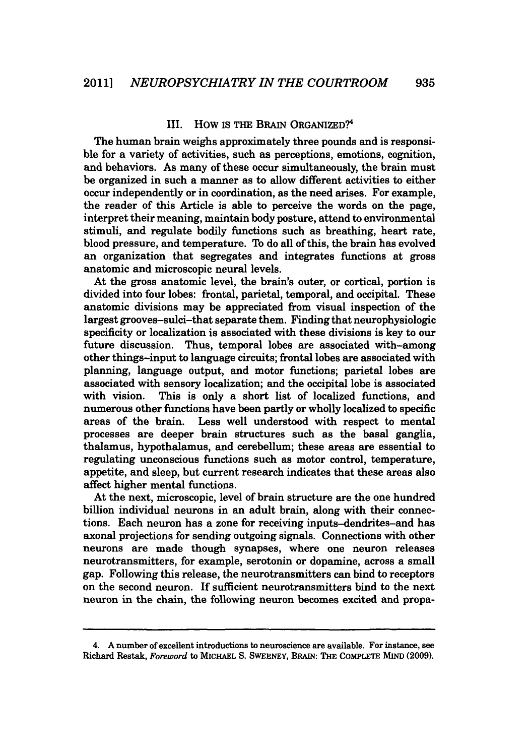## III. How is the Brain Organized?[4]

The human brain weighs approximately three pounds and is responsible for a variety of activities, such as perceptions, emotions, cognition, and behaviors. As many of these occur simultaneously, the brain must be organized in such a manner as to allow different activities to either occur independently or in coordination, as the need arises. For example, the reader of this Article is able to perceive the words on the page, interpret their meaning, maintain body posture, attend to environmental stimuli, and regulate bodily functions such as breathing, heart rate, blood pressure, and temperature. To do all of this, the brain has evolved an organization that segregates and integrates functions at gross anatomic and microscopic neural levels.

At the gross anatomic level, the brain's outer, or cortical, portion is divided into four lobes: frontal, parietal, temporal, and occipital. These anatomic divisions may be appreciated from visual inspection of the largest grooves–sulci–that separate them. Finding that neurophysiologic specificity or localization is associated with these divisions is key to our future discussion. Thus, temporal lobes are associated with–among other things–input to language circuits; frontal lobes are associated with planning, language output, and motor functions; parietal lobes are associated with sensory localization; and the occipital lobe is associated with vision. This is only a short list of localized functions, and numerous other functions have been partly or wholly localized to specific areas of the brain. Less well understood with respect to mental processes are deeper brain structures such as the basal ganglia, thalamus, hypothalamus, and cerebellum; these areas are essential to regulating unconscious functions such as motor control, temperature, appetite, and sleep, but current research indicates that these areas also affect higher mental functions.

At the next, microscopic, level of brain structure are the one hundred billion individual neurons in an adult brain, along with their connections. Each neuron has a zone for receiving inputs–dendrites–and has axonal projections for sending outgoing signals. Connections with other neurons are made though synapses, where one neuron releases neurotransmitters, for example, serotonin or dopamine, across a small gap. Following this release, the neurotransmitters can bind to receptors on the second neuron. If sufficient neurotransmitters bind to the next neuron in the chain, the following neuron becomes excited and propa-

---

4. A number of excellent introductions to neuroscience are available. For instance, see Richard Restak, *Foreword* to MICHAEL S. SWEENEY, BRAIN: THE COMPLETE MIND (2009).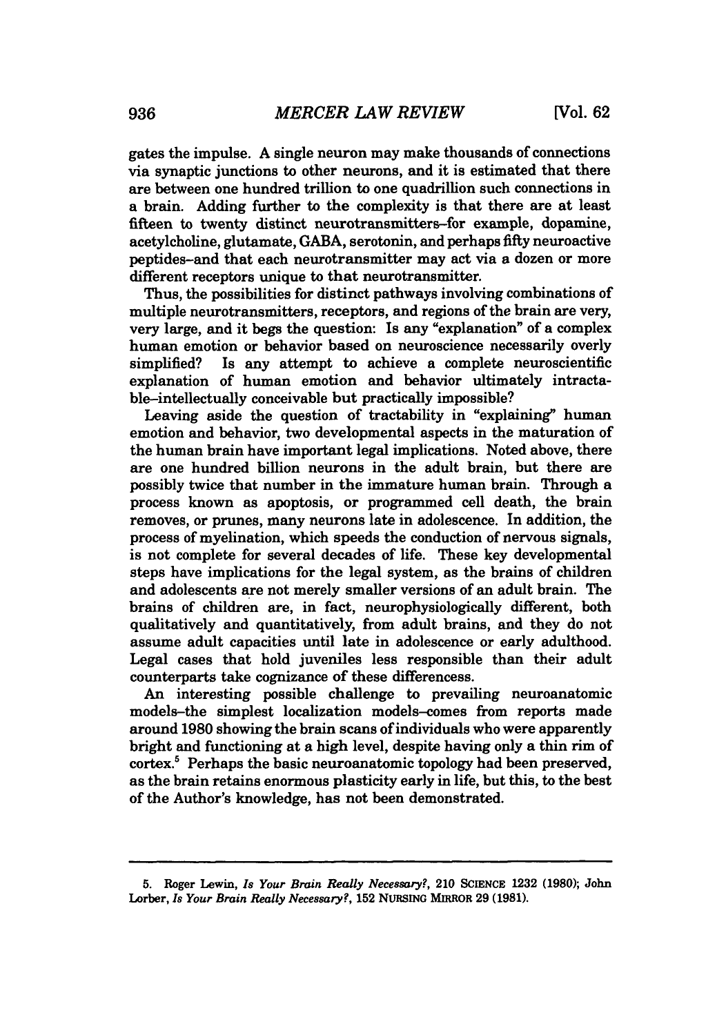gates the impulse. A single neuron may make thousands of connections via synaptic junctions to other neurons, and it is estimated that there are between one hundred trillion to one quadrillion such connections in a brain. Adding further to the complexity is that there are at least fifteen to twenty distinct neurotransmitters–for example, dopamine, acetylcholine, glutamate, GABA, serotonin, and perhaps fifty neuroactive peptides–and that each neurotransmitter may act via a dozen or more different receptors unique to that neurotransmitter.

Thus, the possibilities for distinct pathways involving combinations of multiple neurotransmitters, receptors, and regions of the brain are very, very large, and it begs the question: Is any "explanation" of a complex human emotion or behavior based on neuroscience necessarily overly simplified? Is any attempt to achieve a complete neuroscientific explanation of human emotion and behavior ultimately intractable–intellectually conceivable but practically impossible?

Leaving aside the question of tractability in "explaining" human emotion and behavior, two developmental aspects in the maturation of the human brain have important legal implications. Noted above, there are one hundred billion neurons in the adult brain, but there are possibly twice that number in the immature human brain. Through a process known as apoptosis, or programmed cell death, the brain removes, or prunes, many neurons late in adolescence. In addition, the process of myelination, which speeds the conduction of nervous signals, is not complete for several decades of life. These key developmental steps have implications for the legal system, as the brains of children and adolescents are not merely smaller versions of an adult brain. The brains of children are, in fact, neurophysiologically different, both qualitatively and quantitatively, from adult brains, and they do not assume adult capacities until late in adolescence or early adulthood. Legal cases that hold juveniles less responsible than their adult counterparts take cognizance of these differencess.

An interesting possible challenge to prevailing neuroanatomic models–the simplest localization models–comes from reports made around 1980 showing the brain scans of individuals who were apparently bright and functioning at a high level, despite having only a thin rim of cortex.[5] Perhaps the basic neuroanatomic topology had been preserved, as the brain retains enormous plasticity early in life, but this, to the best of the Author's knowledge, has not been demonstrated.

---

5. Roger Lewin, *Is Your Brain Really Necessary?*, 210 SCIENCE 1232 (1980); John Lorber, *Is Your Brain Really Necessary?*, 152 NURSING MIRROR 29 (1981).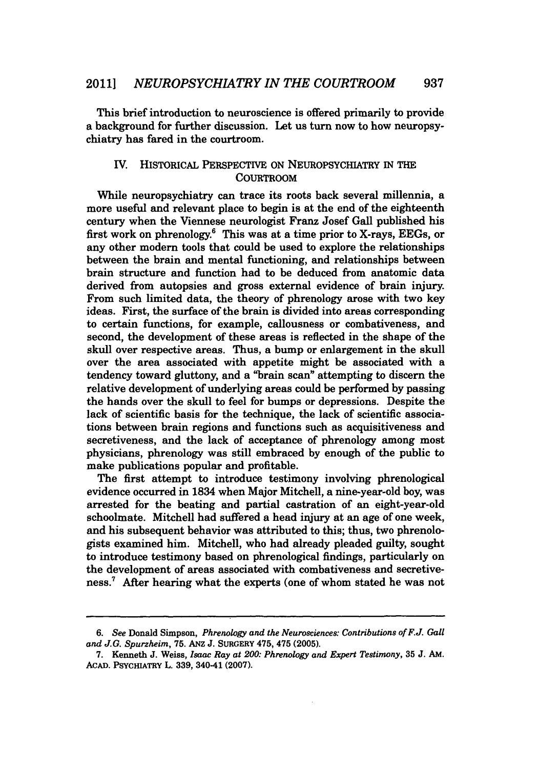This brief introduction to neuroscience is offered primarily to provide a background for further discussion. Let us turn now to how neuropsychiatry has fared in the courtroom.

## IV. HISTORICAL PERSPECTIVE ON NEUROPSYCHIATRY IN THE COURTROOM

While neuropsychiatry can trace its roots back several millennia, a more useful and relevant place to begin is at the end of the eighteenth century when the Viennese neurologist Franz Josef Gall published his first work on phrenology.[6] This was at a time prior to X-rays, EEGs, or any other modern tools that could be used to explore the relationships between the brain and mental functioning, and relationships between brain structure and function had to be deduced from anatomic data derived from autopsies and gross external evidence of brain injury. From such limited data, the theory of phrenology arose with two key ideas. First, the surface of the brain is divided into areas corresponding to certain functions, for example, callousness or combativeness, and second, the development of these areas is reflected in the shape of the skull over respective areas. Thus, a bump or enlargement in the skull over the area associated with appetite might be associated with a tendency toward gluttony, and a "brain scan" attempting to discern the relative development of underlying areas could be performed by passing the hands over the skull to feel for bumps or depressions. Despite the lack of scientific basis for the technique, the lack of scientific associations between brain regions and functions such as acquisitiveness and secretiveness, and the lack of acceptance of phrenology among most physicians, phrenology was still embraced by enough of the public to make publications popular and profitable.

The first attempt to introduce testimony involving phrenological evidence occurred in 1834 when Major Mitchell, a nine-year-old boy, was arrested for the beating and partial castration of an eight-year-old schoolmate. Mitchell had suffered a head injury at an age of one week, and his subsequent behavior was attributed to this; thus, two phrenologists examined him. Mitchell, who had already pleaded guilty, sought to introduce testimony based on phrenological findings, particularly on the development of areas associated with combativeness and secretiveness.[7] After hearing what the experts (one of whom stated he was not

---

6. *See* Donald Simpson, *Phrenology and the Neurosciences: Contributions of F.J. Gall and J.G. Spurzheim*, 75. ANZ J. SURGERY 475, 475 (2005).

7. Kenneth J. Weiss, *Isaac Ray at 200: Phrenology and Expert Testimony*, 35 J. AM. ACAD. PSYCHIATRY L. 339, 340-41 (2007).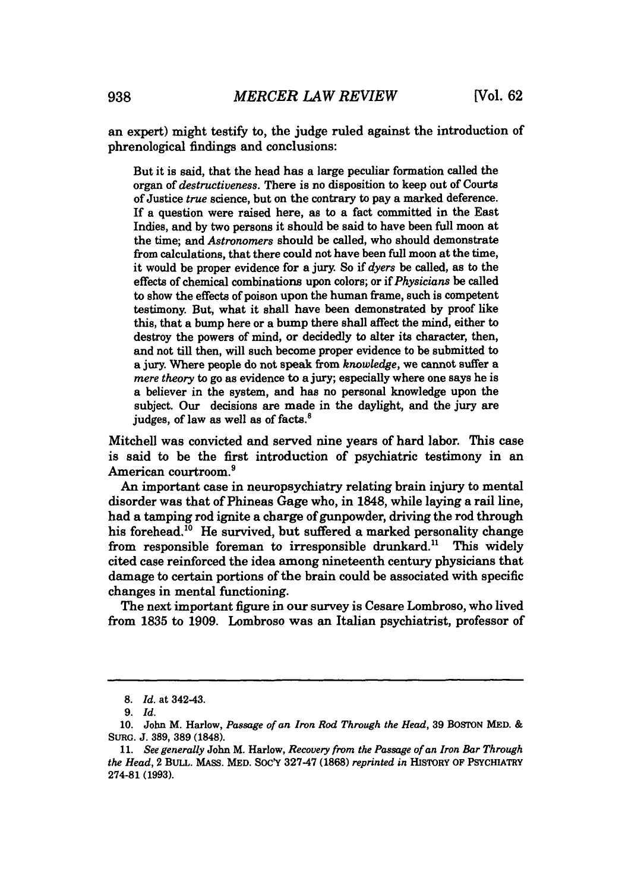an expert) might testify to, the judge ruled against the introduction of phrenological findings and conclusions:

> But it is said, that the head has a large peculiar formation called the organ of *destructiveness*. There is no disposition to keep out of Courts of Justice *true* science, but on the contrary to pay a marked deference. If a question were raised here, as to a fact committed in the East Indies, and by two persons it should be said to have been full moon at the time; and *Astronomers* should be called, who should demonstrate from calculations, that there could not have been full moon at the time, it would be proper evidence for a jury. So if *dyers* be called, as to the effects of chemical combinations upon colors; or if *Physicians* be called to show the effects of poison upon the human frame, such is competent testimony. But, what it shall have been demonstrated by proof like this, that a bump here or a bump there shall affect the mind, either to destroy the powers of mind, or decidedly to alter its character, then, and not till then, will such become proper evidence to be submitted to a jury. Where people do not speak from *knowledge*, we cannot suffer a *mere theory* to go as evidence to a jury; especially where one says he is a believer in the system, and has no personal knowledge upon the subject. Our decisions are made in the daylight, and the jury are judges, of law as well as of facts.[8]

Mitchell was convicted and served nine years of hard labor. This case is said to be the first introduction of psychiatric testimony in an American courtroom.[9]

An important case in neuropsychiatry relating brain injury to mental disorder was that of Phineas Gage who, in 1848, while laying a rail line, had a tamping rod ignite a charge of gunpowder, driving the rod through his forehead.[10] He survived, but suffered a marked personality change from responsible foreman to irresponsible drunkard.[11] This widely cited case reinforced the idea among nineteenth century physicians that damage to certain portions of the brain could be associated with specific changes in mental functioning.

The next important figure in our survey is Cesare Lombroso, who lived from 1835 to 1909. Lombroso was an Italian psychiatrist, professor of

---

8. *Id.* at 342-43.

9. *Id.*

10. John M. Harlow, *Passage of an Iron Rod Through the Head*, 39 BOSTON MED. & SURG. J. 389, 389 (1848).

11. *See generally* John M. Harlow, *Recovery from the Passage of an Iron Bar Through the Head*, 2 BULL. MASS. MED. SOC'Y 327-47 (1868) *reprinted in* HISTORY OF PSYCHIATRY 274-81 (1993).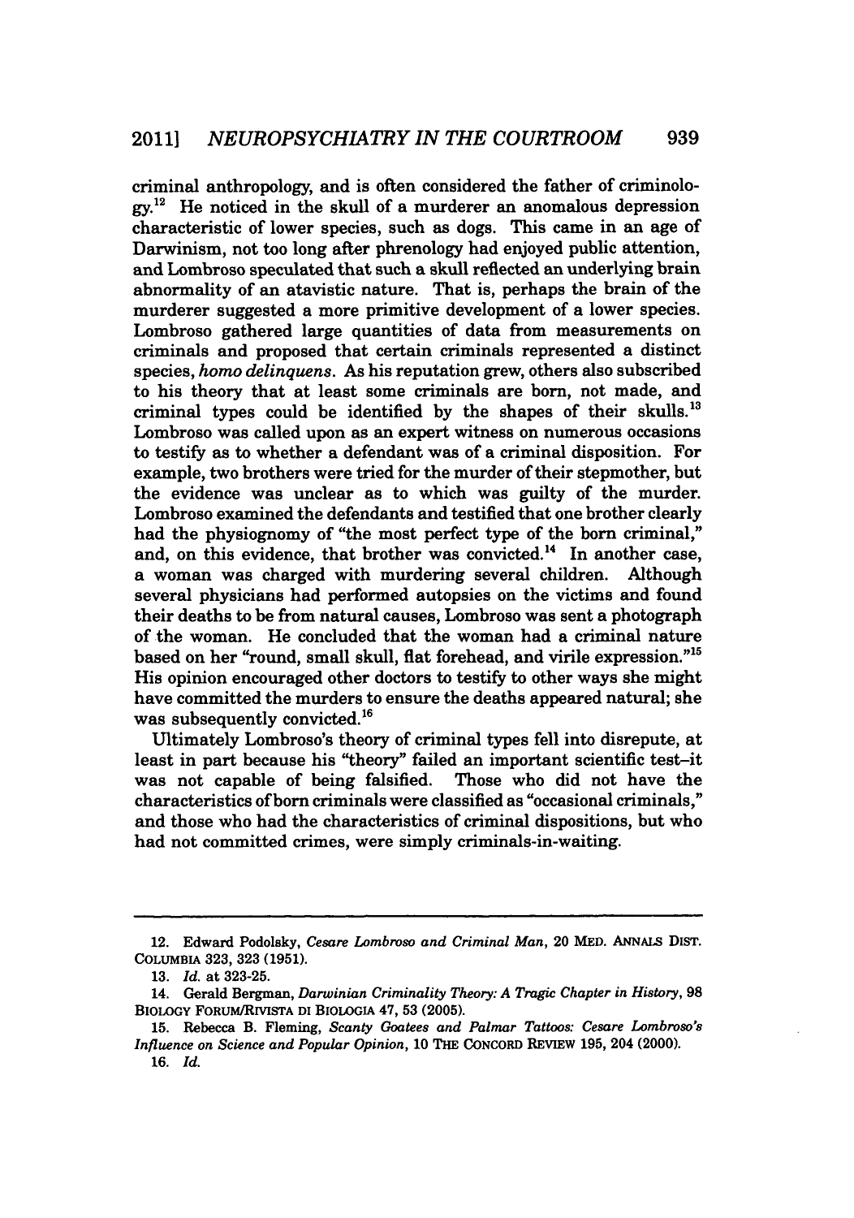criminal anthropology, and is often considered the father of criminology.[12] He noticed in the skull of a murderer an anomalous depression characteristic of lower species, such as dogs. This came in an age of Darwinism, not too long after phrenology had enjoyed public attention, and Lombroso speculated that such a skull reflected an underlying brain abnormality of an atavistic nature. That is, perhaps the brain of the murderer suggested a more primitive development of a lower species. Lombroso gathered large quantities of data from measurements on criminals and proposed that certain criminals represented a distinct species, *homo delinquens*. As his reputation grew, others also subscribed to his theory that at least some criminals are born, not made, and criminal types could be identified by the shapes of their skulls.[13] Lombroso was called upon as an expert witness on numerous occasions to testify as to whether a defendant was of a criminal disposition. For example, two brothers were tried for the murder of their stepmother, but the evidence was unclear as to which was guilty of the murder. Lombroso examined the defendants and testified that one brother clearly had the physiognomy of "the most perfect type of the born criminal," and, on this evidence, that brother was convicted.[14] In another case, a woman was charged with murdering several children. Although several physicians had performed autopsies on the victims and found their deaths to be from natural causes, Lombroso was sent a photograph of the woman. He concluded that the woman had a criminal nature based on her "round, small skull, flat forehead, and virile expression."[15] His opinion encouraged other doctors to testify to other ways she might have committed the murders to ensure the deaths appeared natural; she was subsequently convicted.[16]

Ultimately Lombroso's theory of criminal types fell into disrepute, at least in part because his "theory" failed an important scientific test–it was not capable of being falsified. Those who did not have the characteristics of born criminals were classified as "occasional criminals," and those who had the characteristics of criminal dispositions, but who had not committed crimes, were simply criminals-in-waiting.

---

12. Edward Podolsky, *Cesare Lombroso and Criminal Man*, 20 MED. ANNALS DIST. COLUMBIA 323, 323 (1951).

13. *Id.* at 323-25.

14. Gerald Bergman, *Darwinian Criminality Theory: A Tragic Chapter in History*, 98 BIOLOGY FORUM/RIVISTA DI BIOLOGIA 47, 53 (2005).

15. Rebecca B. Fleming, *Scanty Goatees and Palmar Tattoos: Cesare Lombroso's Influence on Science and Popular Opinion*, 10 THE CONCORD REVIEW 195, 204 (2000).

16. *Id.*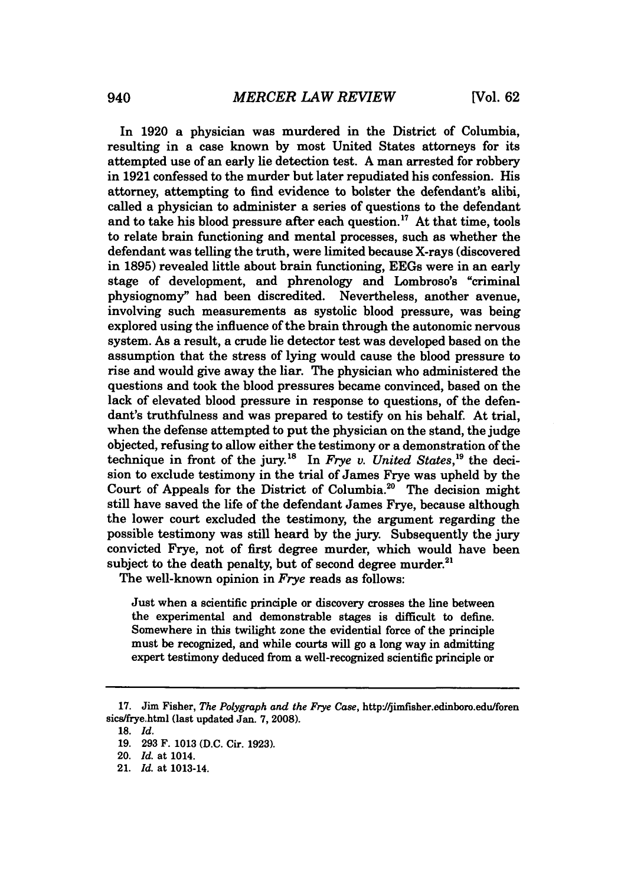In 1920 a physician was murdered in the District of Columbia, resulting in a case known by most United States attorneys for its attempted use of an early lie detection test. A man arrested for robbery in 1921 confessed to the murder but later repudiated his confession. His attorney, attempting to find evidence to bolster the defendant's alibi, called a physician to administer a series of questions to the defendant and to take his blood pressure after each question.[17] At that time, tools to relate brain functioning and mental processes, such as whether the defendant was telling the truth, were limited because X-rays (discovered in 1895) revealed little about brain functioning, EEGs were in an early stage of development, and phrenology and Lombroso's "criminal physiognomy" had been discredited. Nevertheless, another avenue, involving such measurements as systolic blood pressure, was being explored using the influence of the brain through the autonomic nervous system. As a result, a crude lie detector test was developed based on the assumption that the stress of lying would cause the blood pressure to rise and would give away the liar. The physician who administered the questions and took the blood pressures became convinced, based on the lack of elevated blood pressure in response to questions, of the defendant's truthfulness and was prepared to testify on his behalf. At trial, when the defense attempted to put the physician on the stand, the judge objected, refusing to allow either the testimony or a demonstration of the technique in front of the jury.[18] In *Frye v. United States*,[19] the decision to exclude testimony in the trial of James Frye was upheld by the Court of Appeals for the District of Columbia.[20] The decision might still have saved the life of the defendant James Frye, because although the lower court excluded the testimony, the argument regarding the possible testimony was still heard by the jury. Subsequently the jury convicted Frye, not of first degree murder, which would have been subject to the death penalty, but of second degree murder.[21]

The well-known opinion in *Frye* reads as follows:

> Just when a scientific principle or discovery crosses the line between the experimental and demonstrable stages is difficult to define. Somewhere in this twilight zone the evidential force of the principle must be recognized, and while courts will go a long way in admitting expert testimony deduced from a well-recognized scientific principle or

---

17. Jim Fisher, *The Polygraph and the Frye Case*, http://jimfisher.edinboro.edu/forensics/frye.html (last updated Jan. 7, 2008).

18. *Id.*

19. 293 F. 1013 (D.C. Cir. 1923).

20. *Id.* at 1014.

21. *Id.* at 1013-14.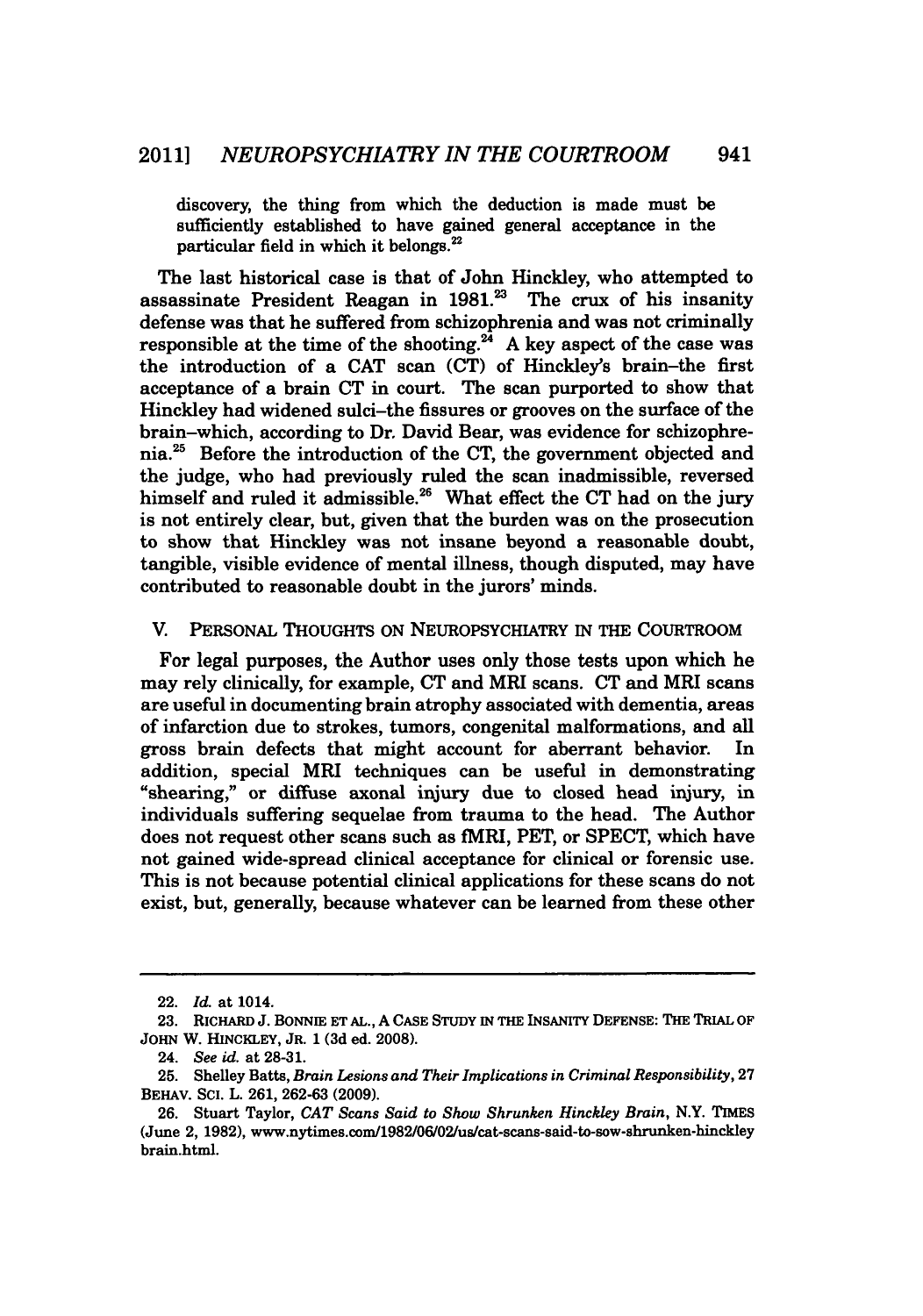> discovery, the thing from which the deduction is made must be sufficiently established to have gained general acceptance in the particular field in which it belongs.[22]

The last historical case is that of John Hinckley, who attempted to assassinate President Reagan in 1981.[23] The crux of his insanity defense was that he suffered from schizophrenia and was not criminally responsible at the time of the shooting.[24] A key aspect of the case was the introduction of a CAT scan (CT) of Hinckley's brain–the first acceptance of a brain CT in court. The scan purported to show that Hinckley had widened sulci–the fissures or grooves on the surface of the brain–which, according to Dr. David Bear, was evidence for schizophrenia.[25] Before the introduction of the CT, the government objected and the judge, who had previously ruled the scan inadmissible, reversed himself and ruled it admissible.[26] What effect the CT had on the jury is not entirely clear, but, given that the burden was on the prosecution to show that Hinckley was not insane beyond a reasonable doubt, tangible, visible evidence of mental illness, though disputed, may have contributed to reasonable doubt in the jurors' minds.

## V. PERSONAL THOUGHTS ON NEUROPSYCHIATRY IN THE COURTROOM

For legal purposes, the Author uses only those tests upon which he may rely clinically, for example, CT and MRI scans. CT and MRI scans are useful in documenting brain atrophy associated with dementia, areas of infarction due to strokes, tumors, congenital malformations, and all gross brain defects that might account for aberrant behavior. In addition, special MRI techniques can be useful in demonstrating "shearing," or diffuse axonal injury due to closed head injury, in individuals suffering sequelae from trauma to the head. The Author does not request other scans such as fMRI, PET, or SPECT, which have not gained wide-spread clinical acceptance for clinical or forensic use. This is not because potential clinical applications for these scans do not exist, but, generally, because whatever can be learned from these other

---

22. *Id.* at 1014.

23. RICHARD J. BONNIE ET AL., A CASE STUDY IN THE INSANITY DEFENSE: THE TRIAL OF JOHN W. HINCKLEY, JR. 1 (3d ed. 2008).

24. *See id.* at 28-31.

25. Shelley Batts, *Brain Lesions and Their Implications in Criminal Responsibility*, 27 BEHAV. SCI. L. 261, 262-63 (2009).

26. Stuart Taylor, *CAT Scans Said to Show Shrunken Hinckley Brain*, N.Y. TIMES (June 2, 1982), www.nytimes.com/1982/06/02/us/cat-scans-said-to-sow-shrunken-hinckley brain.html.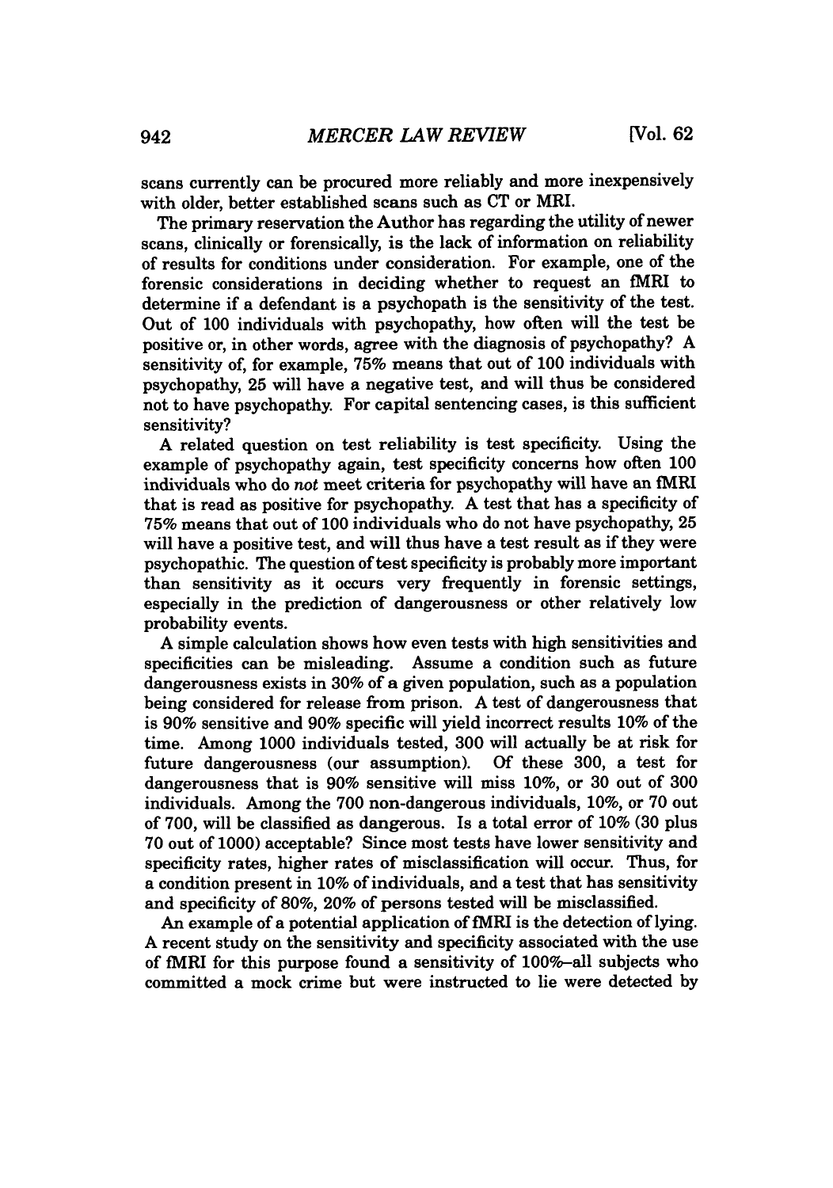scans currently can be procured more reliably and more inexpensively with older, better established scans such as CT or MRI.

The primary reservation the Author has regarding the utility of newer scans, clinically or forensically, is the lack of information on reliability of results for conditions under consideration. For example, one of the forensic considerations in deciding whether to request an fMRI to determine if a defendant is a psychopath is the sensitivity of the test. Out of 100 individuals with psychopathy, how often will the test be positive or, in other words, agree with the diagnosis of psychopathy? A sensitivity of, for example, 75% means that out of 100 individuals with psychopathy, 25 will have a negative test, and will thus be considered not to have psychopathy. For capital sentencing cases, is this sufficient sensitivity?

A related question on test reliability is test specificity. Using the example of psychopathy again, test specificity concerns how often 100 individuals who do *not* meet criteria for psychopathy will have an fMRI that is read as positive for psychopathy. A test that has a specificity of 75% means that out of 100 individuals who do not have psychopathy, 25 will have a positive test, and will thus have a test result as if they were psychopathic. The question of test specificity is probably more important than sensitivity as it occurs very frequently in forensic settings, especially in the prediction of dangerousness or other relatively low probability events.

A simple calculation shows how even tests with high sensitivities and specificities can be misleading. Assume a condition such as future dangerousness exists in 30% of a given population, such as a population being considered for release from prison. A test of dangerousness that is 90% sensitive and 90% specific will yield incorrect results 10% of the time. Among 1000 individuals tested, 300 will actually be at risk for future dangerousness (our assumption). Of these 300, a test for dangerousness that is 90% sensitive will miss 10%, or 30 out of 300 individuals. Among the 700 non-dangerous individuals, 10%, or 70 out of 700, will be classified as dangerous. Is a total error of 10% (30 plus 70 out of 1000) acceptable? Since most tests have lower sensitivity and specificity rates, higher rates of misclassification will occur. Thus, for a condition present in 10% of individuals, and a test that has sensitivity and specificity of 80%, 20% of persons tested will be misclassified.

An example of a potential application of fMRI is the detection of lying. A recent study on the sensitivity and specificity associated with the use of fMRI for this purpose found a sensitivity of 100%–all subjects who committed a mock crime but were instructed to lie were detected by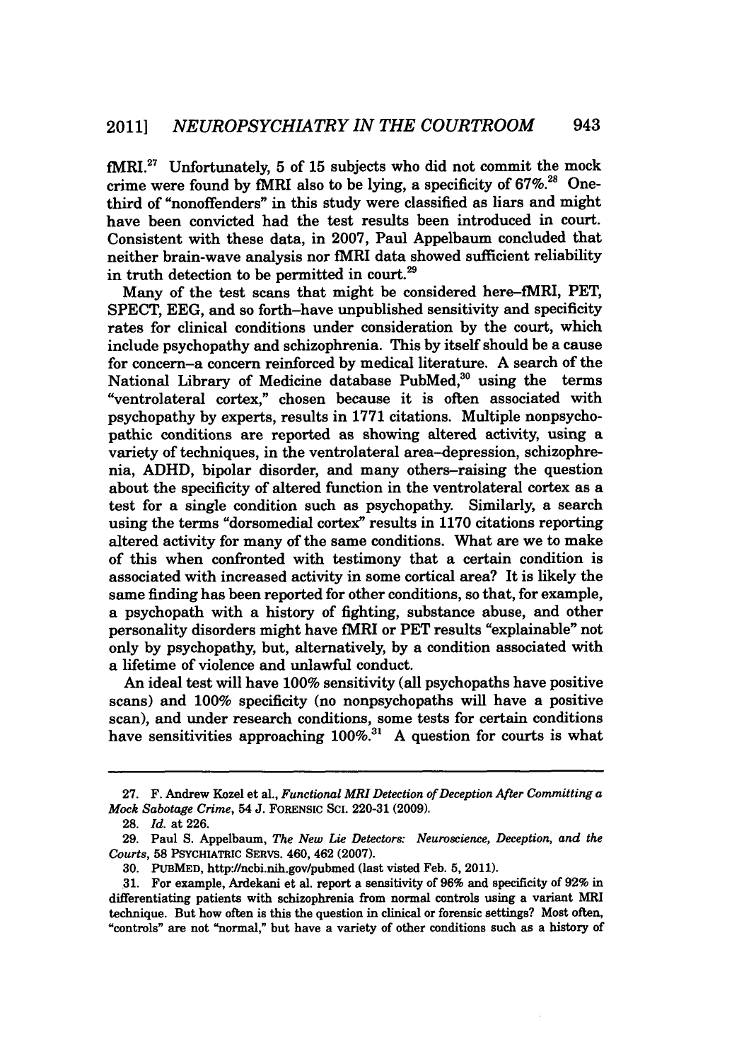fMRI.[27] Unfortunately, 5 of 15 subjects who did not commit the mock crime were found by fMRI also to be lying, a specificity of 67%.[28] One-third of "nonoffenders" in this study were classified as liars and might have been convicted had the test results been introduced in court. Consistent with these data, in 2007, Paul Appelbaum concluded that neither brain-wave analysis nor fMRI data showed sufficient reliability in truth detection to be permitted in court.[29]

Many of the test scans that might be considered here–fMRI, PET, SPECT, EEG, and so forth–have unpublished sensitivity and specificity rates for clinical conditions under consideration by the court, which include psychopathy and schizophrenia. This by itself should be a cause for concern–a concern reinforced by medical literature. A search of the National Library of Medicine database PubMed,[30] using the terms "ventrolateral cortex," chosen because it is often associated with psychopathy by experts, results in 1771 citations. Multiple nonpsychopathic conditions are reported as showing altered activity, using a variety of techniques, in the ventrolateral area–depression, schizophrenia, ADHD, bipolar disorder, and many others–raising the question about the specificity of altered function in the ventrolateral cortex as a test for a single condition such as psychopathy. Similarly, a search using the terms "dorsomedial cortex" results in 1170 citations reporting altered activity for many of the same conditions. What are we to make of this when confronted with testimony that a certain condition is associated with increased activity in some cortical area? It is likely the same finding has been reported for other conditions, so that, for example, a psychopath with a history of fighting, substance abuse, and other personality disorders might have fMRI or PET results "explainable" not only by psychopathy, but, alternatively, by a condition associated with a lifetime of violence and unlawful conduct.

An ideal test will have 100% sensitivity (all psychopaths have positive scans) and 100% specificity (no nonpsychopaths will have a positive scan), and under research conditions, some tests for certain conditions have sensitivities approaching 100%.[31] A question for courts is what

---

27. F. Andrew Kozel et al., *Functional MRI Detection of Deception After Committing a Mock Sabotage Crime*, 54 J. FORENSIC SCI. 220-31 (2009).

28. *Id.* at 226.

29. Paul S. Appelbaum, *The New Lie Detectors: Neuroscience, Deception, and the Courts*, 58 PSYCHIATRIC SERVS. 460, 462 (2007).

30. PUBMED, http://ncbi.nih.gov/pubmed (last visted Feb. 5, 2011).

31. For example, Ardekani et al. report a sensitivity of 96% and specificity of 92% in differentiating patients with schizophrenia from normal controls using a variant MRI technique. But how often is this the question in clinical or forensic settings? Most often, "controls" are not "normal," but have a variety of other conditions such as a history of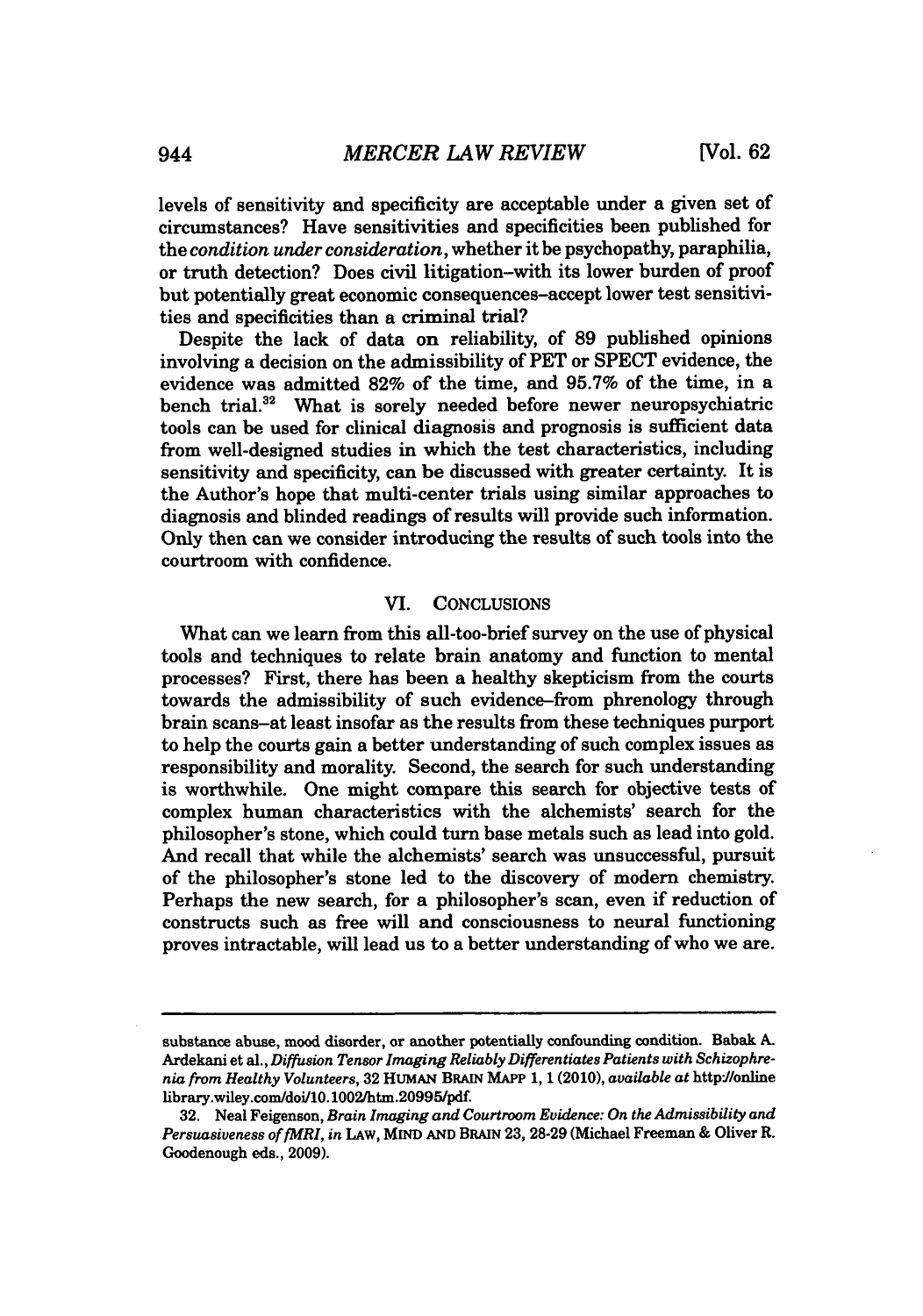levels of sensitivity and specificity are acceptable under a given set of circumstances? Have sensitivities and specificities been published for the *condition under consideration*, whether it be psychopathy, paraphilia, or truth detection? Does civil litigation–with its lower burden of proof but potentially great economic consequences–accept lower test sensitivities and specificities than a criminal trial?

Despite the lack of data on reliability, of 89 published opinions involving a decision on the admissibility of PET or SPECT evidence, the evidence was admitted 82% of the time, and 95.7% of the time, in a bench trial.[32] What is sorely needed before newer neuropsychiatric tools can be used for clinical diagnosis and prognosis is sufficient data from well-designed studies in which the test characteristics, including sensitivity and specificity, can be discussed with greater certainty. It is the Author's hope that multi-center trials using similar approaches to diagnosis and blinded readings of results will provide such information. Only then can we consider introducing the results of such tools into the courtroom with confidence.

## VI. CONCLUSIONS

What can we learn from this all-too-brief survey on the use of physical tools and techniques to relate brain anatomy and function to mental processes? First, there has been a healthy skepticism from the courts towards the admissibility of such evidence–from phrenology through brain scans–at least insofar as the results from these techniques purport to help the courts gain a better understanding of such complex issues as responsibility and morality. Second, the search for such understanding is worthwhile. One might compare this search for objective tests of complex human characteristics with the alchemists' search for the philosopher's stone, which could turn base metals such as lead into gold. And recall that while the alchemists' search was unsuccessful, pursuit of the philosopher's stone led to the discovery of modern chemistry. Perhaps the new search, for a philosopher's scan, even if reduction of constructs such as free will and consciousness to neural functioning proves intractable, will lead us to a better understanding of who we are.

---

substance abuse, mood disorder, or another potentially confounding condition. Babak A. Ardekani et al., *Diffusion Tensor Imaging Reliably Differentiates Patients with Schizophrenia from Healthy Volunteers*, 32 HUMAN BRAIN MAPP 1, 1 (2010), *available at* http://onlinelibrary.wiley.com/doi/10.1002/hbm.20995/pdf.

32. Neal Feigenson, *Brain Imaging and Courtroom Evidence: On the Admissibility and Persuasiveness of fMRI*, *in* LAW, MIND AND BRAIN 23, 28-29 (Michael Freeman & Oliver R. Goodenough eds., 2009).